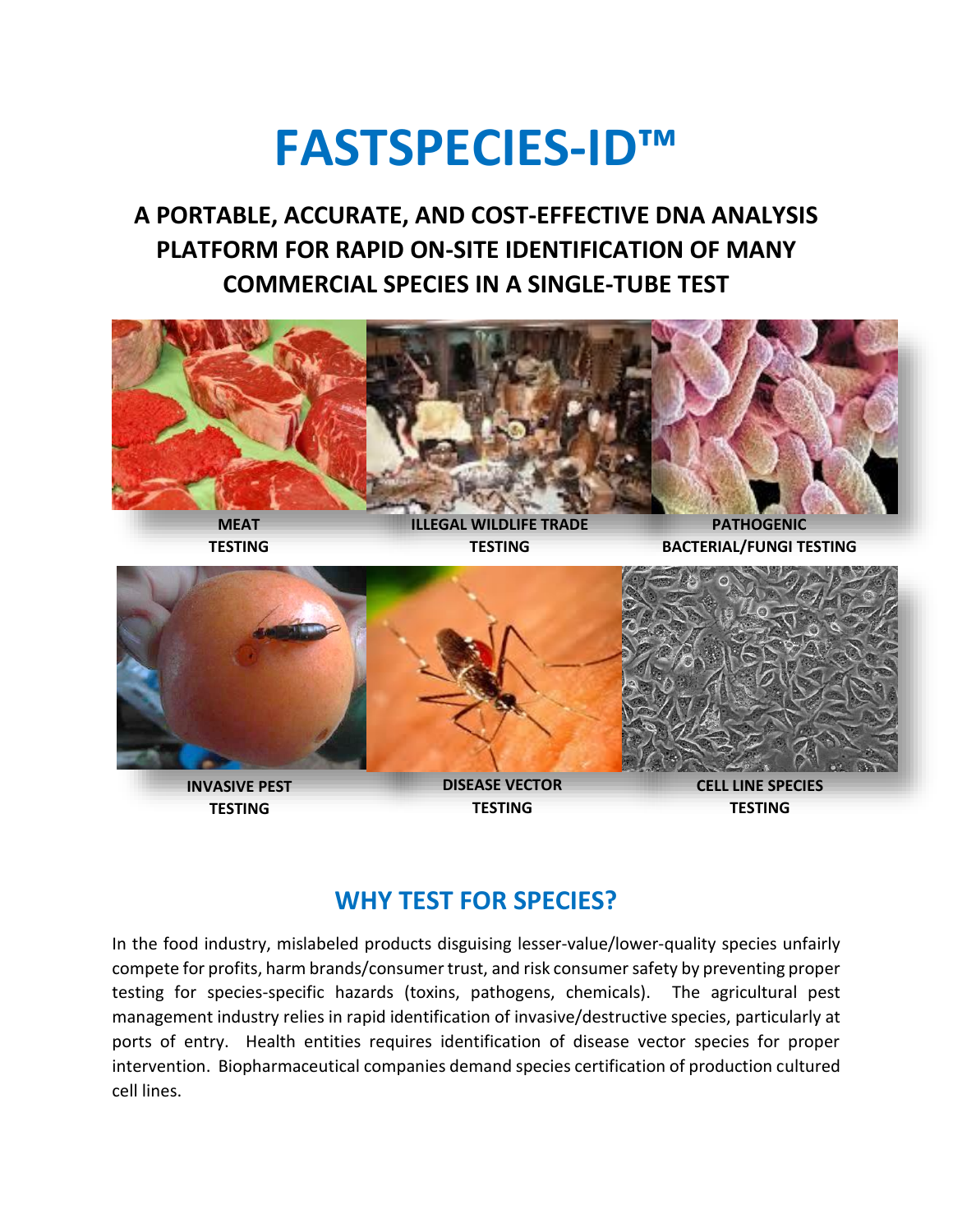# FASTSPECIES-ID™

## A PORTABLE, ACCURATE, AND COST-EFFECTIVE DNA ANALYSIS PLATFORM FOR RAPID ON-SITE IDENTIFICATION OF MANY COMMERCIAL SPECIES IN A SINGLE-TUBE TEST

**MEAT TESTING**

**ILLEGAL WILDLIFE TRADE TESTING**

**PATHOGENIC BACTERIAL/FUNGI TESTING**

**INVASIVE PEST TESTING**

**DISEASE VECTOR TESTING**

**CELL LINE SPECIES TESTING**

## WHY TEST FOR SPECIES?

In the food industry, mislabeled products disguising lesser-value/lower-quality species unfairly compete for profits, harm brands/consumer trust, and risk consumer safety by preventing proper testing for species-specific hazards (toxins, pathogens, chemicals). The agricultural pest management industry relies in rapid identification of invasive/destructive species, particularly at ports of entry. Health entities requires identification of disease vector species for proper intervention. Biopharmaceutical companies demand species certification of production cultured cell lines.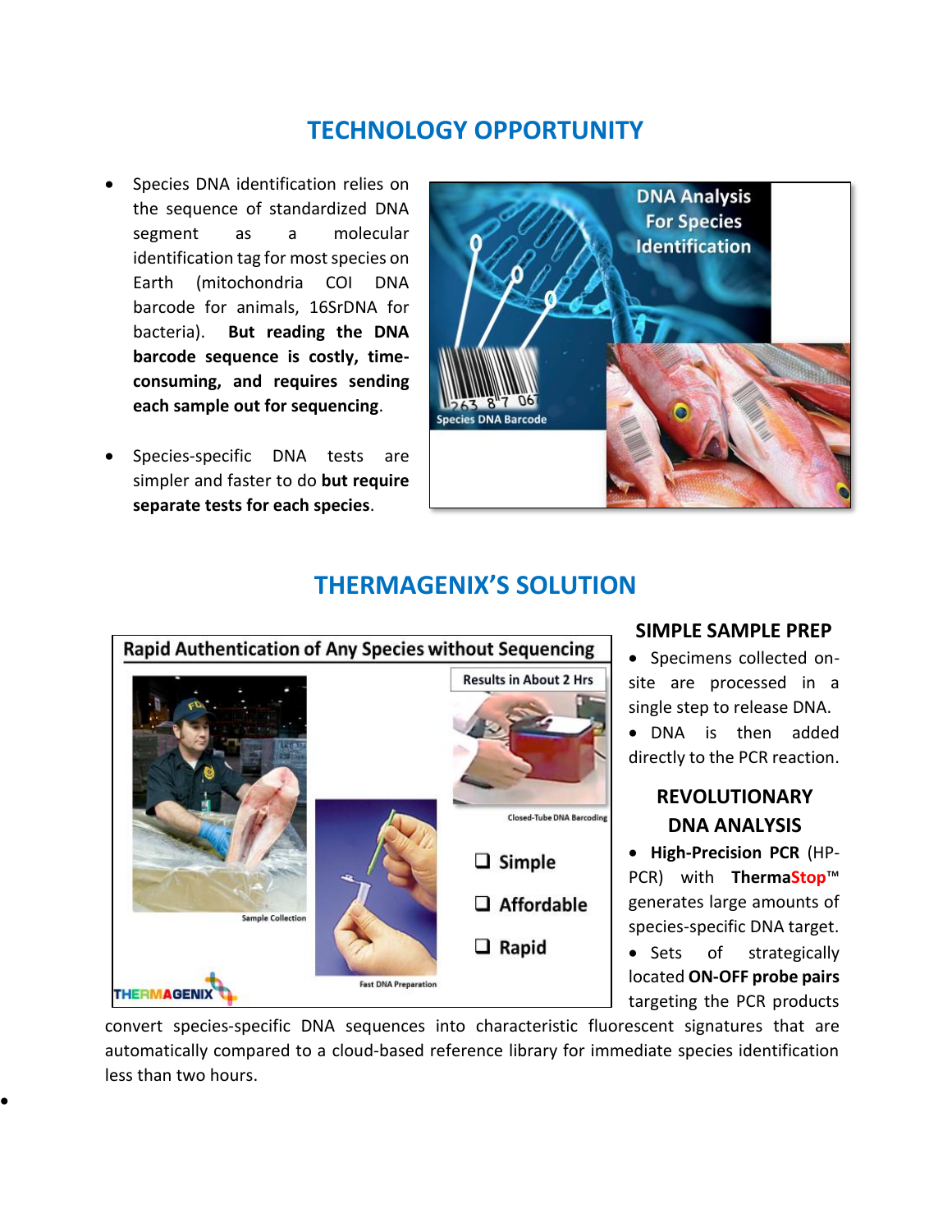## TECHNOLOGY OPPORTUNITY

- Species DNA identification relies on the sequence of standardized DNA segment as a molecular identification tag for most species on Earth (mitochondria COI DNA barcode for animals, 16SrDNA for bacteria). **But reading the DNA barcode sequence is costly, time-consuming, and requires sending each sample out for sequencing**.
- Species-specific DNA tests are simpler and faster to do **but require separate tests for each species**.

## THERMAGENIX'S SOLUTION

### SIMPLE SAMPLE PREP

- Specimens collected on-site are processed in a single step to release DNA.
- DNA is then added directly to the PCR reaction.

### REVOLUTIONARY DNA ANALYSIS

- **High-Precision PCR** (HP-PCR) with **ThermaStop**™ generates large amounts of species-specific DNA target.
- Sets of strategically located **ON-OFF probe pairs** targeting the PCR products convert species-specific DNA sequences into characteristic fluorescent signatures that are automatically compared to a cloud-based reference library for immediate species identification less than two hours.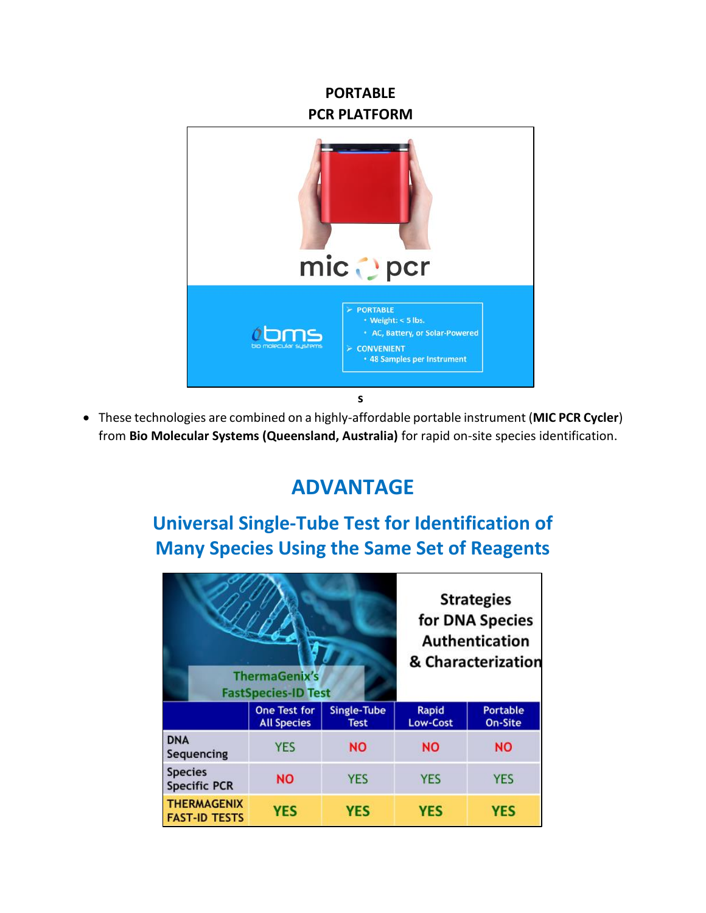**PORTABLE**
**PCR PLATFORM**

mic pcr

bms
bio molecular systems

- PORTABLE
  - Weight: < 5 lbs.
  - AC, Battery, or Solar-Powered
- CONVENIENT
  - 48 Samples per Instrument

s

- These technologies are combined on a highly-affordable portable instrument (**MIC PCR Cycler**) from **Bio Molecular Systems (Queensland, Australia)** for rapid on-site species identification.

## ADVANTAGE

### Universal Single-Tube Test for Identification of Many Species Using the Same Set of Reagents

ThermaGenix's FastSpecies-ID Test

**Strategies for DNA Species Authentication & Characterization**

| | One Test for All Species | Single-Tube Test | Rapid Low-Cost | Portable On-Site |
|---|---|---|---|---|
| DNA Sequencing | YES | NO | NO | NO |
| Species Specific PCR | NO | YES | YES | YES |
| **THERMAGENIX FAST-ID TESTS** | **YES** | **YES** | **YES** | **YES** |